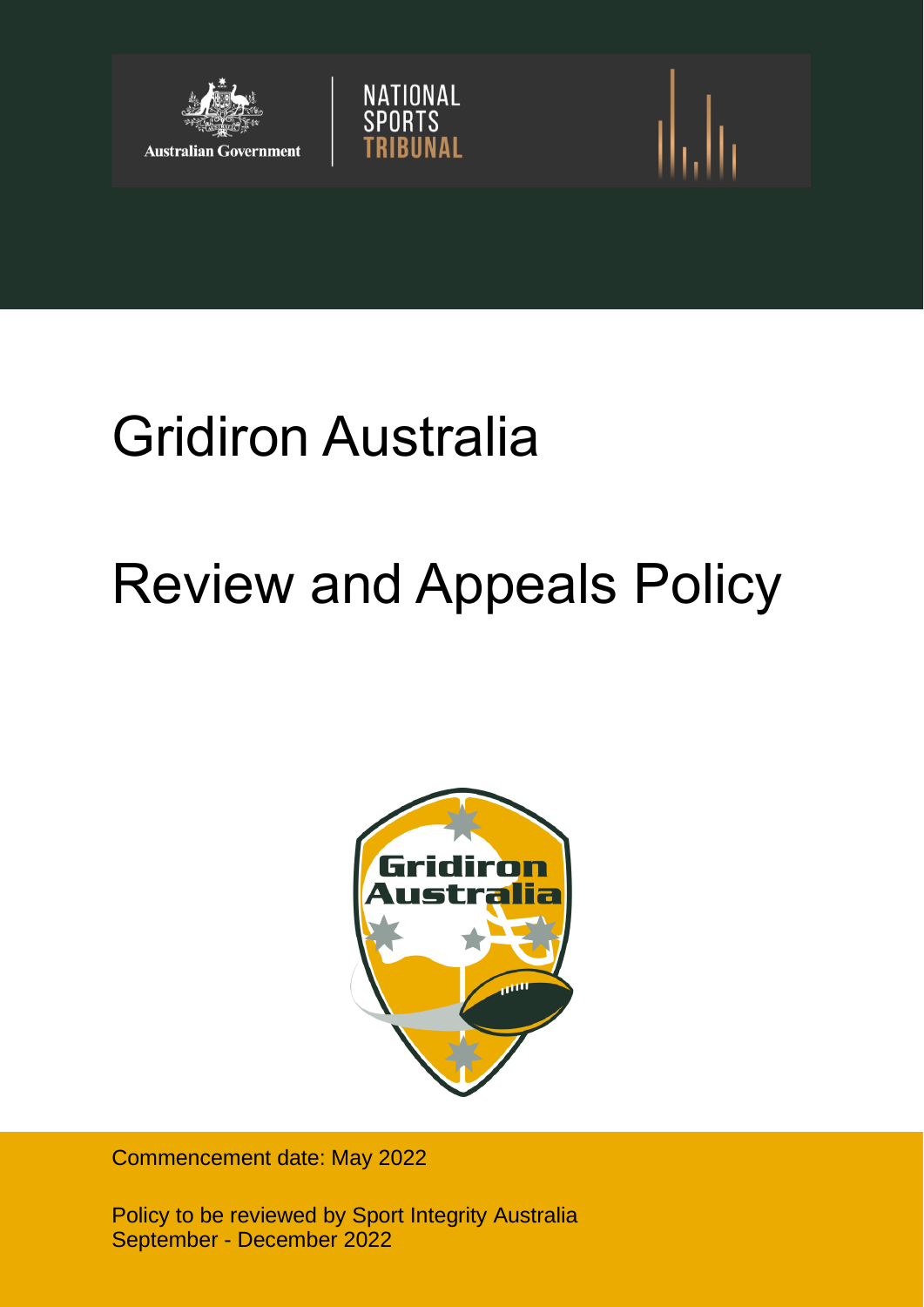Australian Government

NATIONAL SPORTS TRIBUNAL

# Gridiron Australia

# Review and Appeals Policy

Commencement date: May 2022

Policy to be reviewed by Sport Integrity Australia September - December 2022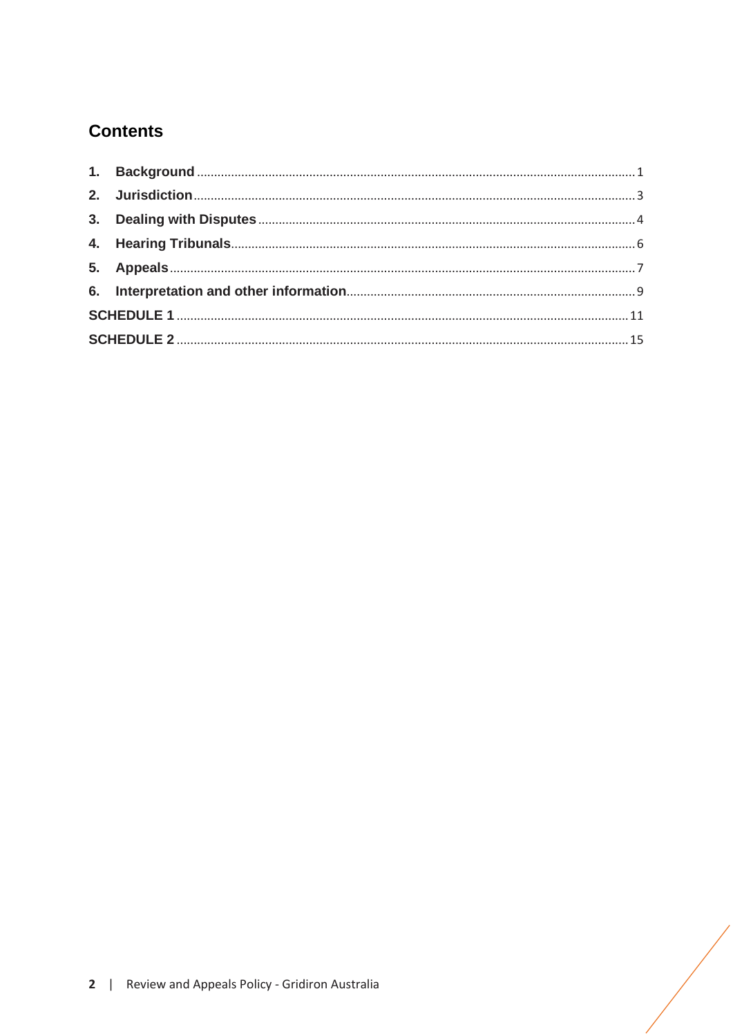## Contents

1. **Background** .................................................................................................................. 1
2. **Jurisdiction** ................................................................................................................... 3
3. **Dealing with Disputes** ................................................................................................. 4
4. **Hearing Tribunals** ........................................................................................................ 6
5. **Appeals** ........................................................................................................................ 7
6. **Interpretation and other information** .......................................................................... 9

**SCHEDULE 1** .................................................................................................................... 11

**SCHEDULE 2** .................................................................................................................... 15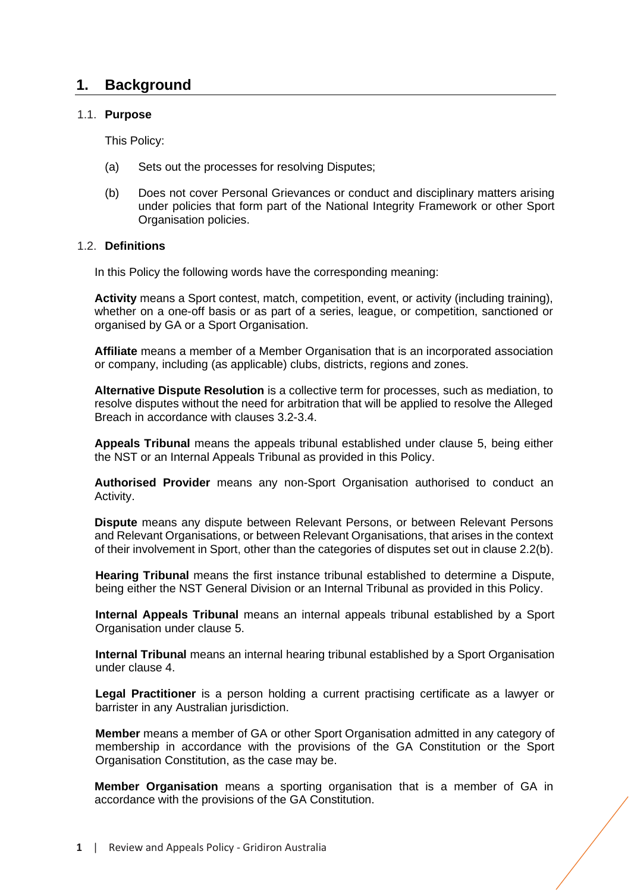# 1. Background

## 1.1. Purpose

This Policy:

(a) Sets out the processes for resolving Disputes;

(b) Does not cover Personal Grievances or conduct and disciplinary matters arising under policies that form part of the National Integrity Framework or other Sport Organisation policies.

## 1.2. Definitions

In this Policy the following words have the corresponding meaning:

**Activity** means a Sport contest, match, competition, event, or activity (including training), whether on a one-off basis or as part of a series, league, or competition, sanctioned or organised by GA or a Sport Organisation.

**Affiliate** means a member of a Member Organisation that is an incorporated association or company, including (as applicable) clubs, districts, regions and zones.

**Alternative Dispute Resolution** is a collective term for processes, such as mediation, to resolve disputes without the need for arbitration that will be applied to resolve the Alleged Breach in accordance with clauses 3.2-3.4.

**Appeals Tribunal** means the appeals tribunal established under clause 5, being either the NST or an Internal Appeals Tribunal as provided in this Policy.

**Authorised Provider** means any non-Sport Organisation authorised to conduct an Activity.

**Dispute** means any dispute between Relevant Persons, or between Relevant Persons and Relevant Organisations, or between Relevant Organisations, that arises in the context of their involvement in Sport, other than the categories of disputes set out in clause 2.2(b).

**Hearing Tribunal** means the first instance tribunal established to determine a Dispute, being either the NST General Division or an Internal Tribunal as provided in this Policy.

**Internal Appeals Tribunal** means an internal appeals tribunal established by a Sport Organisation under clause 5.

**Internal Tribunal** means an internal hearing tribunal established by a Sport Organisation under clause 4.

**Legal Practitioner** is a person holding a current practising certificate as a lawyer or barrister in any Australian jurisdiction.

**Member** means a member of GA or other Sport Organisation admitted in any category of membership in accordance with the provisions of the GA Constitution or the Sport Organisation Constitution, as the case may be.

**Member Organisation** means a sporting organisation that is a member of GA in accordance with the provisions of the GA Constitution.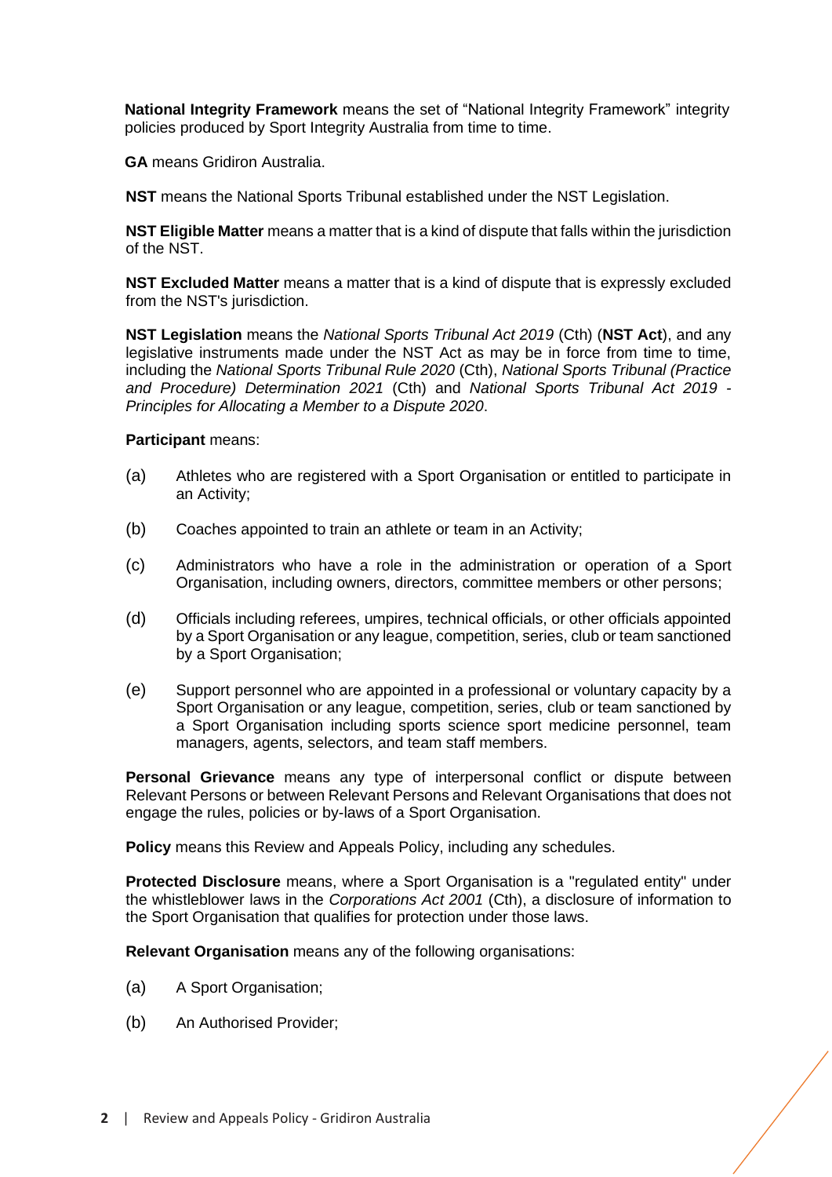**National Integrity Framework** means the set of "National Integrity Framework" integrity policies produced by Sport Integrity Australia from time to time.

**GA** means Gridiron Australia.

**NST** means the National Sports Tribunal established under the NST Legislation.

**NST Eligible Matter** means a matter that is a kind of dispute that falls within the jurisdiction of the NST.

**NST Excluded Matter** means a matter that is a kind of dispute that is expressly excluded from the NST's jurisdiction.

**NST Legislation** means the *National Sports Tribunal Act 2019* (Cth) (**NST Act**), and any legislative instruments made under the NST Act as may be in force from time to time, including the *National Sports Tribunal Rule 2020* (Cth), *National Sports Tribunal (Practice and Procedure) Determination 2021* (Cth) and *National Sports Tribunal Act 2019 - Principles for Allocating a Member to a Dispute 2020*.

**Participant** means:

(a) Athletes who are registered with a Sport Organisation or entitled to participate in an Activity;

(b) Coaches appointed to train an athlete or team in an Activity;

(c) Administrators who have a role in the administration or operation of a Sport Organisation, including owners, directors, committee members or other persons;

(d) Officials including referees, umpires, technical officials, or other officials appointed by a Sport Organisation or any league, competition, series, club or team sanctioned by a Sport Organisation;

(e) Support personnel who are appointed in a professional or voluntary capacity by a Sport Organisation or any league, competition, series, club or team sanctioned by a Sport Organisation including sports science sport medicine personnel, team managers, agents, selectors, and team staff members.

**Personal Grievance** means any type of interpersonal conflict or dispute between Relevant Persons or between Relevant Persons and Relevant Organisations that does not engage the rules, policies or by-laws of a Sport Organisation.

**Policy** means this Review and Appeals Policy, including any schedules.

**Protected Disclosure** means, where a Sport Organisation is a "regulated entity" under the whistleblower laws in the *Corporations Act 2001* (Cth), a disclosure of information to the Sport Organisation that qualifies for protection under those laws.

**Relevant Organisation** means any of the following organisations:

(a) A Sport Organisation;

(b) An Authorised Provider;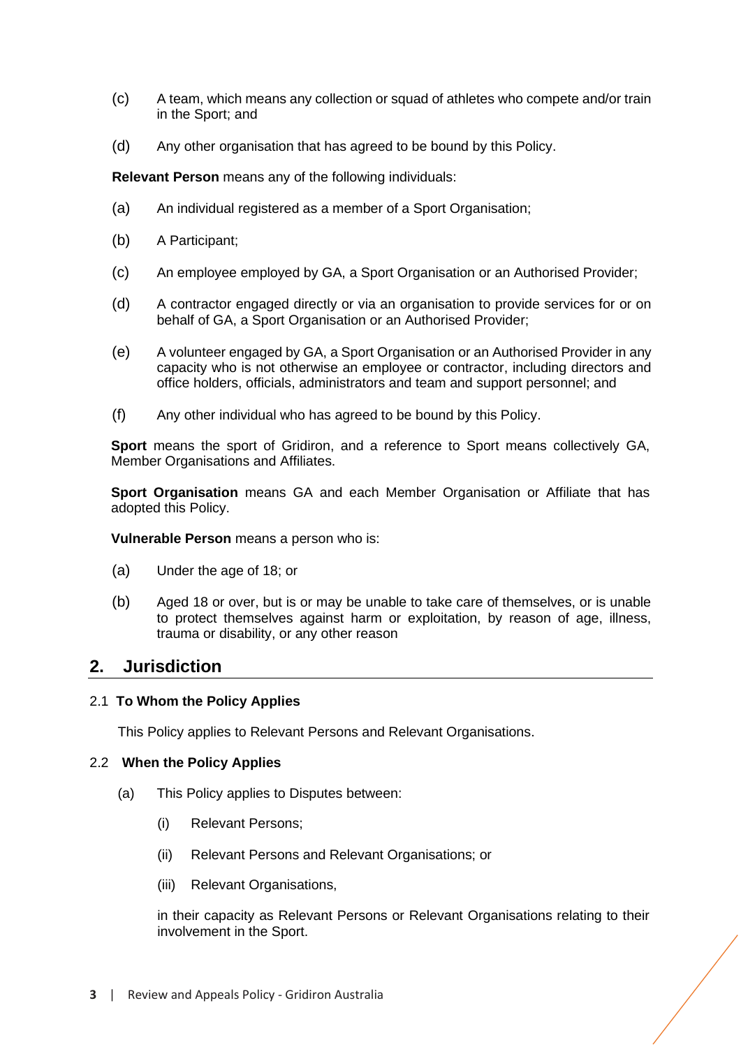(c) A team, which means any collection or squad of athletes who compete and/or train in the Sport; and

(d) Any other organisation that has agreed to be bound by this Policy.

**Relevant Person** means any of the following individuals:

(a) An individual registered as a member of a Sport Organisation;

(b) A Participant;

(c) An employee employed by GA, a Sport Organisation or an Authorised Provider;

(d) A contractor engaged directly or via an organisation to provide services for or on behalf of GA, a Sport Organisation or an Authorised Provider;

(e) A volunteer engaged by GA, a Sport Organisation or an Authorised Provider in any capacity who is not otherwise an employee or contractor, including directors and office holders, officials, administrators and team and support personnel; and

(f) Any other individual who has agreed to be bound by this Policy.

**Sport** means the sport of Gridiron, and a reference to Sport means collectively GA, Member Organisations and Affiliates.

**Sport Organisation** means GA and each Member Organisation or Affiliate that has adopted this Policy.

**Vulnerable Person** means a person who is:

(a) Under the age of 18; or

(b) Aged 18 or over, but is or may be unable to take care of themselves, or is unable to protect themselves against harm or exploitation, by reason of age, illness, trauma or disability, or any other reason

## 2. Jurisdiction

### 2.1 To Whom the Policy Applies

This Policy applies to Relevant Persons and Relevant Organisations.

### 2.2 When the Policy Applies

(a) This Policy applies to Disputes between:

   (i) Relevant Persons;

   (ii) Relevant Persons and Relevant Organisations; or

   (iii) Relevant Organisations,

   in their capacity as Relevant Persons or Relevant Organisations relating to their involvement in the Sport.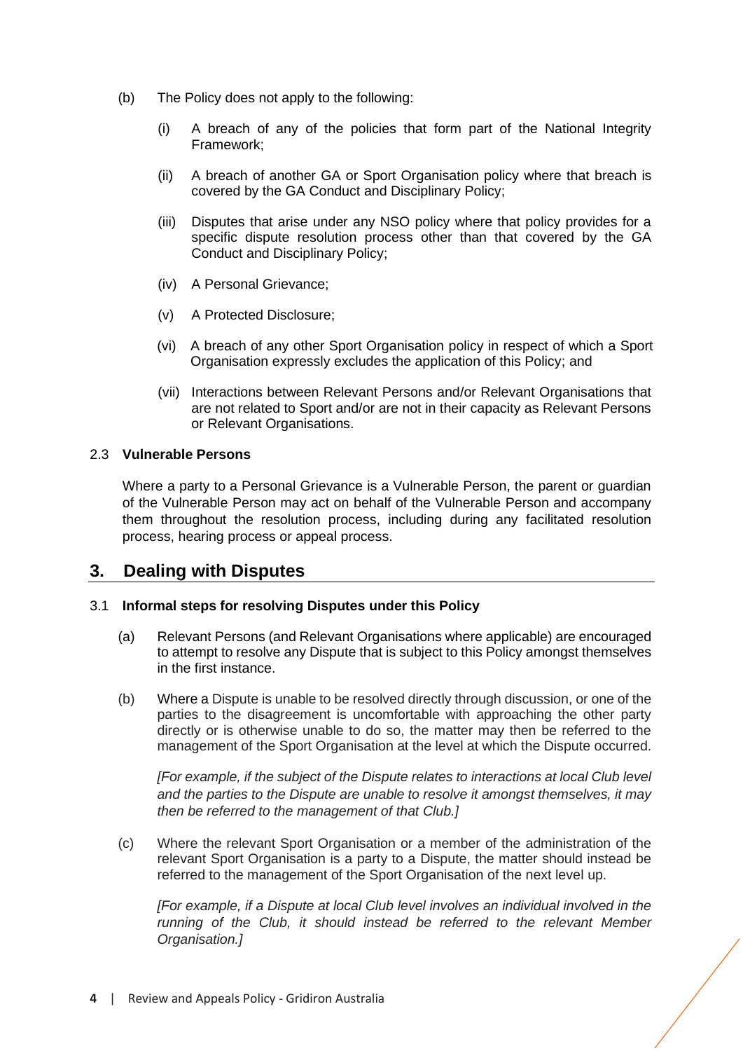(b) The Policy does not apply to the following:

   (i) A breach of any of the policies that form part of the National Integrity Framework;

   (ii) A breach of another GA or Sport Organisation policy where that breach is covered by the GA Conduct and Disciplinary Policy;

   (iii) Disputes that arise under any NSO policy where that policy provides for a specific dispute resolution process other than that covered by the GA Conduct and Disciplinary Policy;

   (iv) A Personal Grievance;

   (v) A Protected Disclosure;

   (vi) A breach of any other Sport Organisation policy in respect of which a Sport Organisation expressly excludes the application of this Policy; and

   (vii) Interactions between Relevant Persons and/or Relevant Organisations that are not related to Sport and/or are not in their capacity as Relevant Persons or Relevant Organisations.

### 2.3 Vulnerable Persons

Where a party to a Personal Grievance is a Vulnerable Person, the parent or guardian of the Vulnerable Person may act on behalf of the Vulnerable Person and accompany them throughout the resolution process, including during any facilitated resolution process, hearing process or appeal process.

## 3. Dealing with Disputes

### 3.1 Informal steps for resolving Disputes under this Policy

(a) Relevant Persons (and Relevant Organisations where applicable) are encouraged to attempt to resolve any Dispute that is subject to this Policy amongst themselves in the first instance.

(b) Where a Dispute is unable to be resolved directly through discussion, or one of the parties to the disagreement is uncomfortable with approaching the other party directly or is otherwise unable to do so, the matter may then be referred to the management of the Sport Organisation at the level at which the Dispute occurred.

*[For example, if the subject of the Dispute relates to interactions at local Club level and the parties to the Dispute are unable to resolve it amongst themselves, it may then be referred to the management of that Club.]*

(c) Where the relevant Sport Organisation or a member of the administration of the relevant Sport Organisation is a party to a Dispute, the matter should instead be referred to the management of the Sport Organisation of the next level up.

*[For example, if a Dispute at local Club level involves an individual involved in the running of the Club, it should instead be referred to the relevant Member Organisation.]*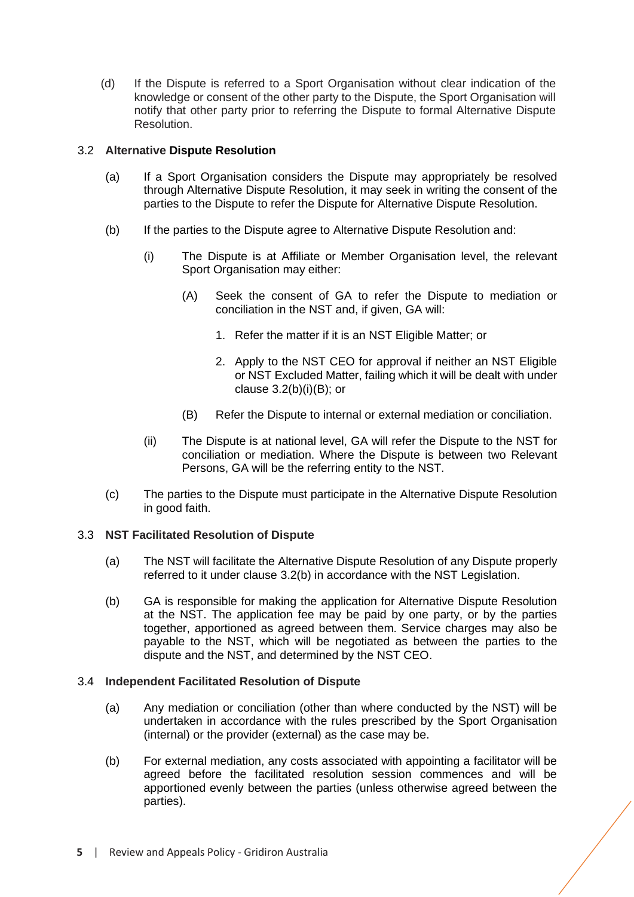(d) If the Dispute is referred to a Sport Organisation without clear indication of the knowledge or consent of the other party to the Dispute, the Sport Organisation will notify that other party prior to referring the Dispute to formal Alternative Dispute Resolution.

### 3.2 Alternative Dispute Resolution

(a) If a Sport Organisation considers the Dispute may appropriately be resolved through Alternative Dispute Resolution, it may seek in writing the consent of the parties to the Dispute to refer the Dispute for Alternative Dispute Resolution.

(b) If the parties to the Dispute agree to Alternative Dispute Resolution and:

(i) The Dispute is at Affiliate or Member Organisation level, the relevant Sport Organisation may either:

(A) Seek the consent of GA to refer the Dispute to mediation or conciliation in the NST and, if given, GA will:

1. Refer the matter if it is an NST Eligible Matter; or

2. Apply to the NST CEO for approval if neither an NST Eligible or NST Excluded Matter, failing which it will be dealt with under clause 3.2(b)(i)(B); or

(B) Refer the Dispute to internal or external mediation or conciliation.

(ii) The Dispute is at national level, GA will refer the Dispute to the NST for conciliation or mediation. Where the Dispute is between two Relevant Persons, GA will be the referring entity to the NST.

(c) The parties to the Dispute must participate in the Alternative Dispute Resolution in good faith.

### 3.3 NST Facilitated Resolution of Dispute

(a) The NST will facilitate the Alternative Dispute Resolution of any Dispute properly referred to it under clause 3.2(b) in accordance with the NST Legislation.

(b) GA is responsible for making the application for Alternative Dispute Resolution at the NST. The application fee may be paid by one party, or by the parties together, apportioned as agreed between them. Service charges may also be payable to the NST, which will be negotiated as between the parties to the dispute and the NST, and determined by the NST CEO.

### 3.4 Independent Facilitated Resolution of Dispute

(a) Any mediation or conciliation (other than where conducted by the NST) will be undertaken in accordance with the rules prescribed by the Sport Organisation (internal) or the provider (external) as the case may be.

(b) For external mediation, any costs associated with appointing a facilitator will be agreed before the facilitated resolution session commences and will be apportioned evenly between the parties (unless otherwise agreed between the parties).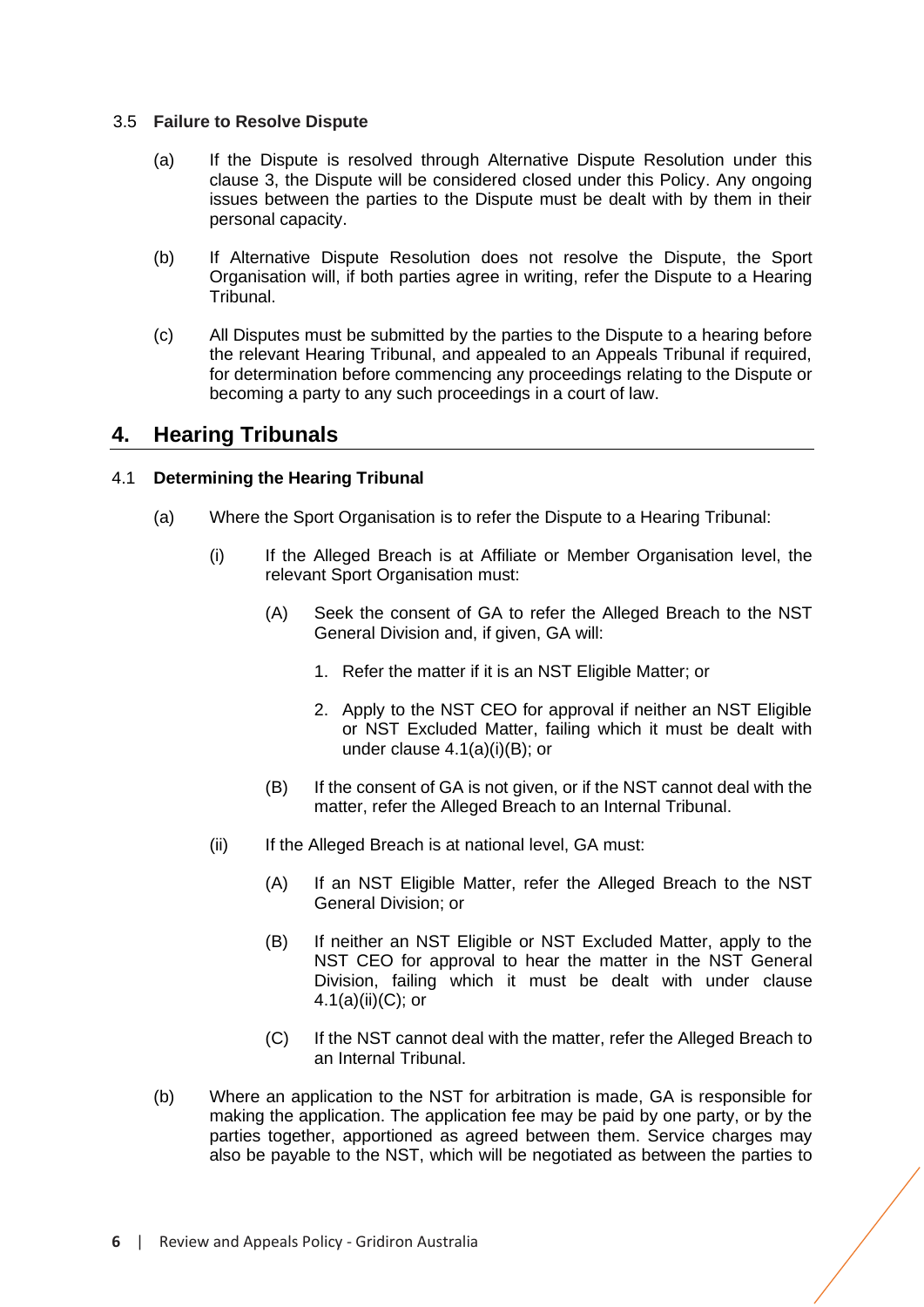### 3.5 Failure to Resolve Dispute

(a) If the Dispute is resolved through Alternative Dispute Resolution under this clause 3, the Dispute will be considered closed under this Policy. Any ongoing issues between the parties to the Dispute must be dealt with by them in their personal capacity.

(b) If Alternative Dispute Resolution does not resolve the Dispute, the Sport Organisation will, if both parties agree in writing, refer the Dispute to a Hearing Tribunal.

(c) All Disputes must be submitted by the parties to the Dispute to a hearing before the relevant Hearing Tribunal, and appealed to an Appeals Tribunal if required, for determination before commencing any proceedings relating to the Dispute or becoming a party to any such proceedings in a court of law.

## 4. Hearing Tribunals

### 4.1 Determining the Hearing Tribunal

(a) Where the Sport Organisation is to refer the Dispute to a Hearing Tribunal:

  (i) If the Alleged Breach is at Affiliate or Member Organisation level, the relevant Sport Organisation must:

    (A) Seek the consent of GA to refer the Alleged Breach to the NST General Division and, if given, GA will:

      1. Refer the matter if it is an NST Eligible Matter; or

      2. Apply to the NST CEO for approval if neither an NST Eligible or NST Excluded Matter, failing which it must be dealt with under clause 4.1(a)(i)(B); or

    (B) If the consent of GA is not given, or if the NST cannot deal with the matter, refer the Alleged Breach to an Internal Tribunal.

  (ii) If the Alleged Breach is at national level, GA must:

    (A) If an NST Eligible Matter, refer the Alleged Breach to the NST General Division; or

    (B) If neither an NST Eligible or NST Excluded Matter, apply to the NST CEO for approval to hear the matter in the NST General Division, failing which it must be dealt with under clause 4.1(a)(ii)(C); or

    (C) If the NST cannot deal with the matter, refer the Alleged Breach to an Internal Tribunal.

(b) Where an application to the NST for arbitration is made, GA is responsible for making the application. The application fee may be paid by one party, or by the parties together, apportioned as agreed between them. Service charges may also be payable to the NST, which will be negotiated as between the parties to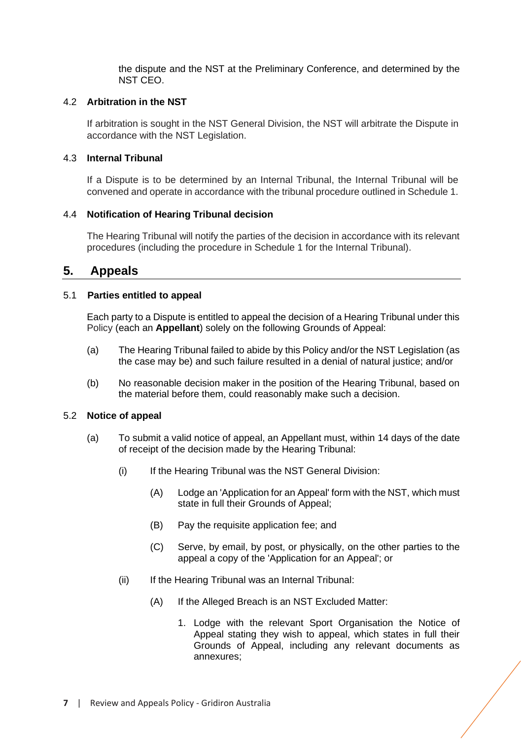the dispute and the NST at the Preliminary Conference, and determined by the NST CEO.

### 4.2 Arbitration in the NST

If arbitration is sought in the NST General Division, the NST will arbitrate the Dispute in accordance with the NST Legislation.

### 4.3 Internal Tribunal

If a Dispute is to be determined by an Internal Tribunal, the Internal Tribunal will be convened and operate in accordance with the tribunal procedure outlined in Schedule 1.

### 4.4 Notification of Hearing Tribunal decision

The Hearing Tribunal will notify the parties of the decision in accordance with its relevant procedures (including the procedure in Schedule 1 for the Internal Tribunal).

## 5. Appeals

### 5.1 Parties entitled to appeal

Each party to a Dispute is entitled to appeal the decision of a Hearing Tribunal under this Policy (each an **Appellant**) solely on the following Grounds of Appeal:

(a) The Hearing Tribunal failed to abide by this Policy and/or the NST Legislation (as the case may be) and such failure resulted in a denial of natural justice; and/or

(b) No reasonable decision maker in the position of the Hearing Tribunal, based on the material before them, could reasonably make such a decision.

### 5.2 Notice of appeal

(a) To submit a valid notice of appeal, an Appellant must, within 14 days of the date of receipt of the decision made by the Hearing Tribunal:

(i) If the Hearing Tribunal was the NST General Division:

(A) Lodge an 'Application for an Appeal' form with the NST, which must state in full their Grounds of Appeal;

(B) Pay the requisite application fee; and

(C) Serve, by email, by post, or physically, on the other parties to the appeal a copy of the 'Application for an Appeal'; or

(ii) If the Hearing Tribunal was an Internal Tribunal:

(A) If the Alleged Breach is an NST Excluded Matter:

1. Lodge with the relevant Sport Organisation the Notice of Appeal stating they wish to appeal, which states in full their Grounds of Appeal, including any relevant documents as annexures;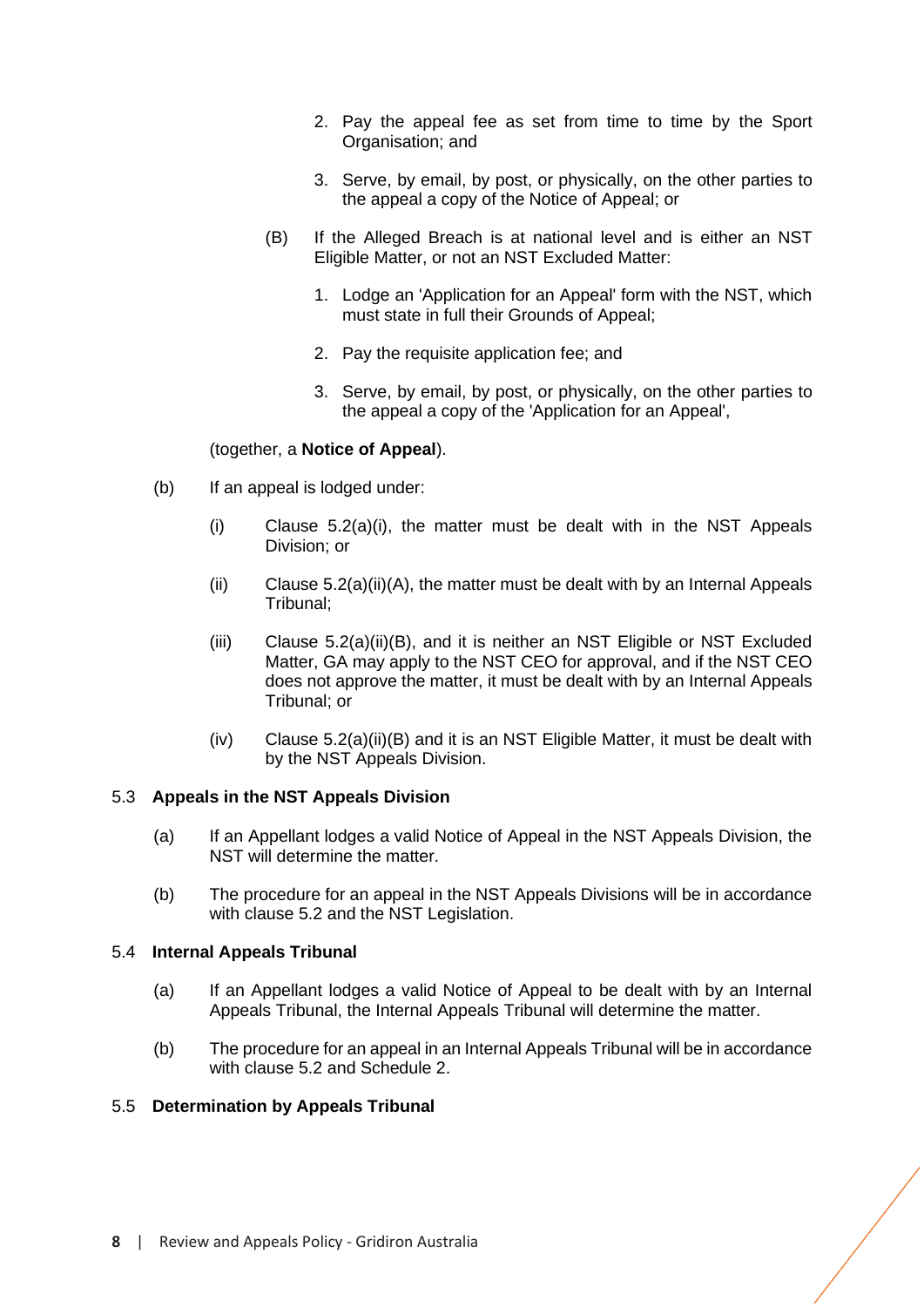2. Pay the appeal fee as set from time to time by the Sport Organisation; and

3. Serve, by email, by post, or physically, on the other parties to the appeal a copy of the Notice of Appeal; or

(B) If the Alleged Breach is at national level and is either an NST Eligible Matter, or not an NST Excluded Matter:

1. Lodge an 'Application for an Appeal' form with the NST, which must state in full their Grounds of Appeal;

2. Pay the requisite application fee; and

3. Serve, by email, by post, or physically, on the other parties to the appeal a copy of the 'Application for an Appeal',

(together, a **Notice of Appeal**).

(b) If an appeal is lodged under:

(i) Clause 5.2(a)(i), the matter must be dealt with in the NST Appeals Division; or

(ii) Clause 5.2(a)(ii)(A), the matter must be dealt with by an Internal Appeals Tribunal;

(iii) Clause 5.2(a)(ii)(B), and it is neither an NST Eligible or NST Excluded Matter, GA may apply to the NST CEO for approval, and if the NST CEO does not approve the matter, it must be dealt with by an Internal Appeals Tribunal; or

(iv) Clause 5.2(a)(ii)(B) and it is an NST Eligible Matter, it must be dealt with by the NST Appeals Division.

### 5.3 Appeals in the NST Appeals Division

(a) If an Appellant lodges a valid Notice of Appeal in the NST Appeals Division, the NST will determine the matter.

(b) The procedure for an appeal in the NST Appeals Divisions will be in accordance with clause 5.2 and the NST Legislation.

### 5.4 Internal Appeals Tribunal

(a) If an Appellant lodges a valid Notice of Appeal to be dealt with by an Internal Appeals Tribunal, the Internal Appeals Tribunal will determine the matter.

(b) The procedure for an appeal in an Internal Appeals Tribunal will be in accordance with clause 5.2 and Schedule 2.

### 5.5 Determination by Appeals Tribunal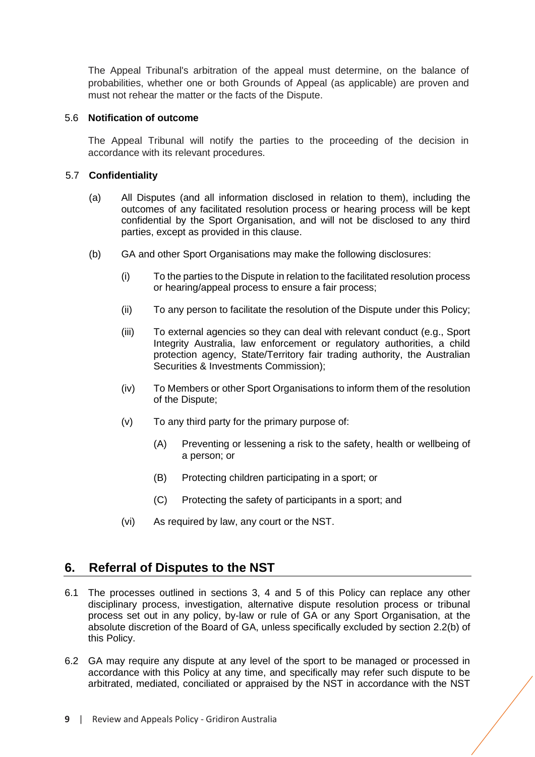The Appeal Tribunal's arbitration of the appeal must determine, on the balance of probabilities, whether one or both Grounds of Appeal (as applicable) are proven and must not rehear the matter or the facts of the Dispute.

### 5.6 Notification of outcome

The Appeal Tribunal will notify the parties to the proceeding of the decision in accordance with its relevant procedures.

### 5.7 Confidentiality

(a) All Disputes (and all information disclosed in relation to them), including the outcomes of any facilitated resolution process or hearing process will be kept confidential by the Sport Organisation, and will not be disclosed to any third parties, except as provided in this clause.

(b) GA and other Sport Organisations may make the following disclosures:

   (i) To the parties to the Dispute in relation to the facilitated resolution process or hearing/appeal process to ensure a fair process;

   (ii) To any person to facilitate the resolution of the Dispute under this Policy;

   (iii) To external agencies so they can deal with relevant conduct (e.g., Sport Integrity Australia, law enforcement or regulatory authorities, a child protection agency, State/Territory fair trading authority, the Australian Securities & Investments Commission);

   (iv) To Members or other Sport Organisations to inform them of the resolution of the Dispute;

   (v) To any third party for the primary purpose of:

      (A) Preventing or lessening a risk to the safety, health or wellbeing of a person; or

      (B) Protecting children participating in a sport; or

      (C) Protecting the safety of participants in a sport; and

   (vi) As required by law, any court or the NST.

## 6. Referral of Disputes to the NST

6.1 The processes outlined in sections 3, 4 and 5 of this Policy can replace any other disciplinary process, investigation, alternative dispute resolution process or tribunal process set out in any policy, by-law or rule of GA or any Sport Organisation, at the absolute discretion of the Board of GA, unless specifically excluded by section 2.2(b) of this Policy.

6.2 GA may require any dispute at any level of the sport to be managed or processed in accordance with this Policy at any time, and specifically may refer such dispute to be arbitrated, mediated, conciliated or appraised by the NST in accordance with the NST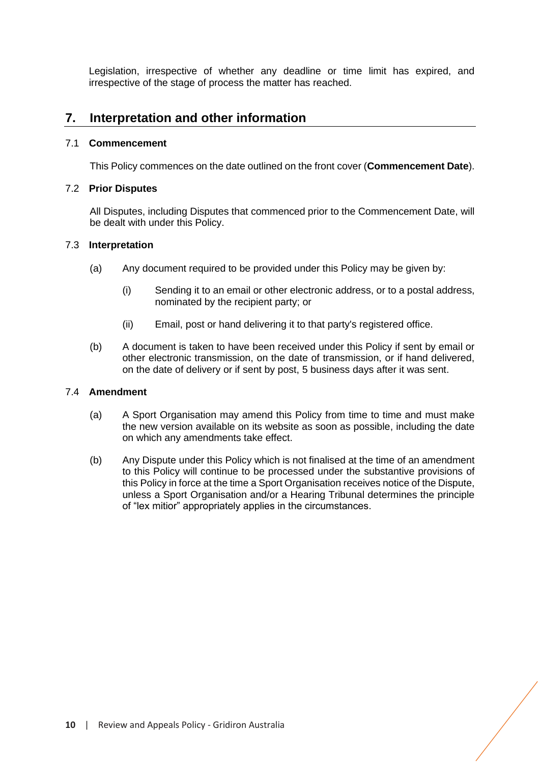Legislation, irrespective of whether any deadline or time limit has expired, and irrespective of the stage of process the matter has reached.

## 7. Interpretation and other information

### 7.1 Commencement

This Policy commences on the date outlined on the front cover (**Commencement Date**).

### 7.2 Prior Disputes

All Disputes, including Disputes that commenced prior to the Commencement Date, will be dealt with under this Policy.

### 7.3 Interpretation

(a) Any document required to be provided under this Policy may be given by:

(i) Sending it to an email or other electronic address, or to a postal address, nominated by the recipient party; or

(ii) Email, post or hand delivering it to that party's registered office.

(b) A document is taken to have been received under this Policy if sent by email or other electronic transmission, on the date of transmission, or if hand delivered, on the date of delivery or if sent by post, 5 business days after it was sent.

### 7.4 Amendment

(a) A Sport Organisation may amend this Policy from time to time and must make the new version available on its website as soon as possible, including the date on which any amendments take effect.

(b) Any Dispute under this Policy which is not finalised at the time of an amendment to this Policy will continue to be processed under the substantive provisions of this Policy in force at the time a Sport Organisation receives notice of the Dispute, unless a Sport Organisation and/or a Hearing Tribunal determines the principle of "lex mitior" appropriately applies in the circumstances.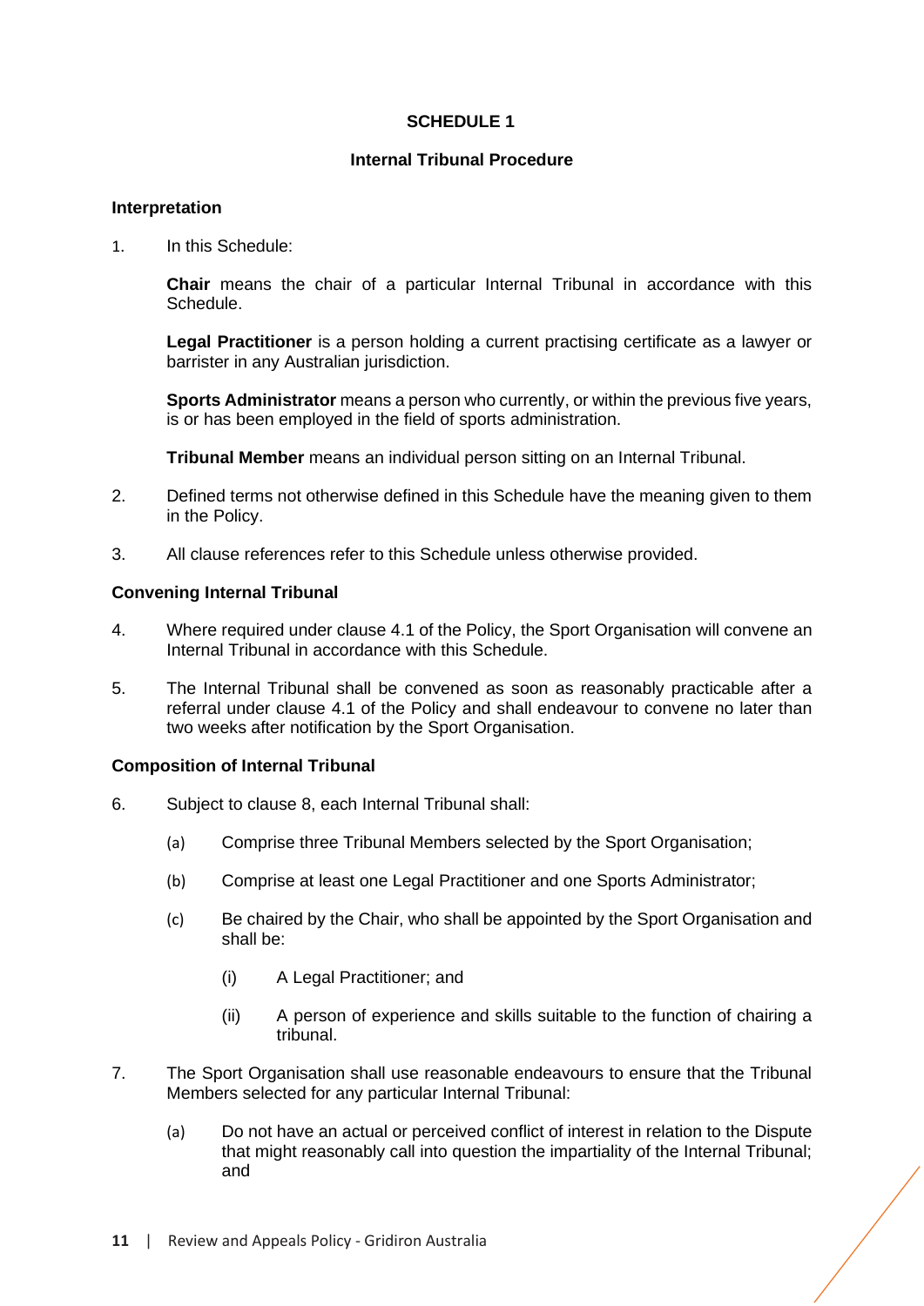# SCHEDULE 1

## Internal Tribunal Procedure

### Interpretation

1. In this Schedule:

   **Chair** means the chair of a particular Internal Tribunal in accordance with this Schedule.

   **Legal Practitioner** is a person holding a current practising certificate as a lawyer or barrister in any Australian jurisdiction.

   **Sports Administrator** means a person who currently, or within the previous five years, is or has been employed in the field of sports administration.

   **Tribunal Member** means an individual person sitting on an Internal Tribunal.

2. Defined terms not otherwise defined in this Schedule have the meaning given to them in the Policy.

3. All clause references refer to this Schedule unless otherwise provided.

### Convening Internal Tribunal

4. Where required under clause 4.1 of the Policy, the Sport Organisation will convene an Internal Tribunal in accordance with this Schedule.

5. The Internal Tribunal shall be convened as soon as reasonably practicable after a referral under clause 4.1 of the Policy and shall endeavour to convene no later than two weeks after notification by the Sport Organisation.

### Composition of Internal Tribunal

6. Subject to clause 8, each Internal Tribunal shall:

   (a) Comprise three Tribunal Members selected by the Sport Organisation;

   (b) Comprise at least one Legal Practitioner and one Sports Administrator;

   (c) Be chaired by the Chair, who shall be appointed by the Sport Organisation and shall be:

      (i) A Legal Practitioner; and

      (ii) A person of experience and skills suitable to the function of chairing a tribunal.

7. The Sport Organisation shall use reasonable endeavours to ensure that the Tribunal Members selected for any particular Internal Tribunal:

   (a) Do not have an actual or perceived conflict of interest in relation to the Dispute that might reasonably call into question the impartiality of the Internal Tribunal; and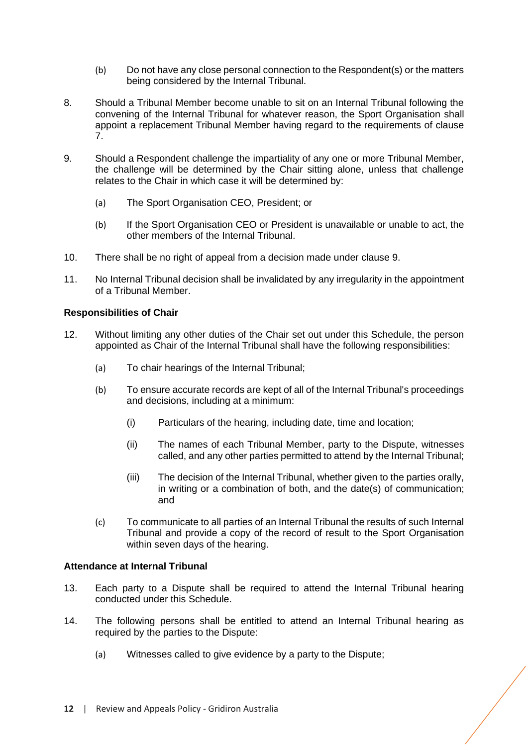(b) Do not have any close personal connection to the Respondent(s) or the matters being considered by the Internal Tribunal.

8. Should a Tribunal Member become unable to sit on an Internal Tribunal following the convening of the Internal Tribunal for whatever reason, the Sport Organisation shall appoint a replacement Tribunal Member having regard to the requirements of clause 7.

9. Should a Respondent challenge the impartiality of any one or more Tribunal Member, the challenge will be determined by the Chair sitting alone, unless that challenge relates to the Chair in which case it will be determined by:

   (a) The Sport Organisation CEO, President; or

   (b) If the Sport Organisation CEO or President is unavailable or unable to act, the other members of the Internal Tribunal.

10. There shall be no right of appeal from a decision made under clause 9.

11. No Internal Tribunal decision shall be invalidated by any irregularity in the appointment of a Tribunal Member.

**Responsibilities of Chair**

12. Without limiting any other duties of the Chair set out under this Schedule, the person appointed as Chair of the Internal Tribunal shall have the following responsibilities:

   (a) To chair hearings of the Internal Tribunal;

   (b) To ensure accurate records are kept of all of the Internal Tribunal's proceedings and decisions, including at a minimum:

      (i) Particulars of the hearing, including date, time and location;

      (ii) The names of each Tribunal Member, party to the Dispute, witnesses called, and any other parties permitted to attend by the Internal Tribunal;

      (iii) The decision of the Internal Tribunal, whether given to the parties orally, in writing or a combination of both, and the date(s) of communication; and

   (c) To communicate to all parties of an Internal Tribunal the results of such Internal Tribunal and provide a copy of the record of result to the Sport Organisation within seven days of the hearing.

**Attendance at Internal Tribunal**

13. Each party to a Dispute shall be required to attend the Internal Tribunal hearing conducted under this Schedule.

14. The following persons shall be entitled to attend an Internal Tribunal hearing as required by the parties to the Dispute:

   (a) Witnesses called to give evidence by a party to the Dispute;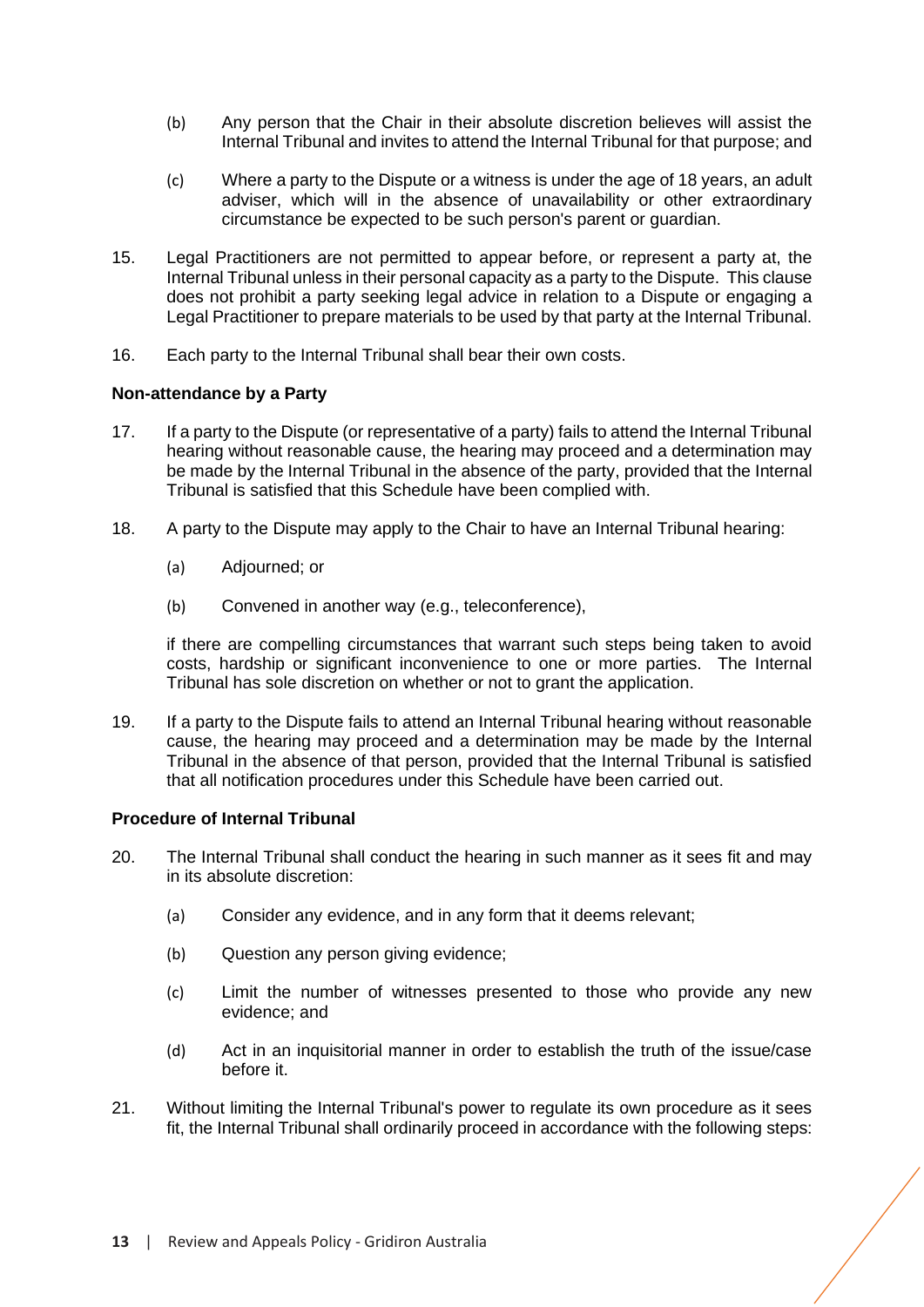(b) Any person that the Chair in their absolute discretion believes will assist the Internal Tribunal and invites to attend the Internal Tribunal for that purpose; and

(c) Where a party to the Dispute or a witness is under the age of 18 years, an adult adviser, which will in the absence of unavailability or other extraordinary circumstance be expected to be such person's parent or guardian.

15. Legal Practitioners are not permitted to appear before, or represent a party at, the Internal Tribunal unless in their personal capacity as a party to the Dispute. This clause does not prohibit a party seeking legal advice in relation to a Dispute or engaging a Legal Practitioner to prepare materials to be used by that party at the Internal Tribunal.

16. Each party to the Internal Tribunal shall bear their own costs.

**Non-attendance by a Party**

17. If a party to the Dispute (or representative of a party) fails to attend the Internal Tribunal hearing without reasonable cause, the hearing may proceed and a determination may be made by the Internal Tribunal in the absence of the party, provided that the Internal Tribunal is satisfied that this Schedule have been complied with.

18. A party to the Dispute may apply to the Chair to have an Internal Tribunal hearing:

    (a) Adjourned; or

    (b) Convened in another way (e.g., teleconference),

    if there are compelling circumstances that warrant such steps being taken to avoid costs, hardship or significant inconvenience to one or more parties. The Internal Tribunal has sole discretion on whether or not to grant the application.

19. If a party to the Dispute fails to attend an Internal Tribunal hearing without reasonable cause, the hearing may proceed and a determination may be made by the Internal Tribunal in the absence of that person, provided that the Internal Tribunal is satisfied that all notification procedures under this Schedule have been carried out.

**Procedure of Internal Tribunal**

20. The Internal Tribunal shall conduct the hearing in such manner as it sees fit and may in its absolute discretion:

    (a) Consider any evidence, and in any form that it deems relevant;

    (b) Question any person giving evidence;

    (c) Limit the number of witnesses presented to those who provide any new evidence; and

    (d) Act in an inquisitorial manner in order to establish the truth of the issue/case before it.

21. Without limiting the Internal Tribunal's power to regulate its own procedure as it sees fit, the Internal Tribunal shall ordinarily proceed in accordance with the following steps: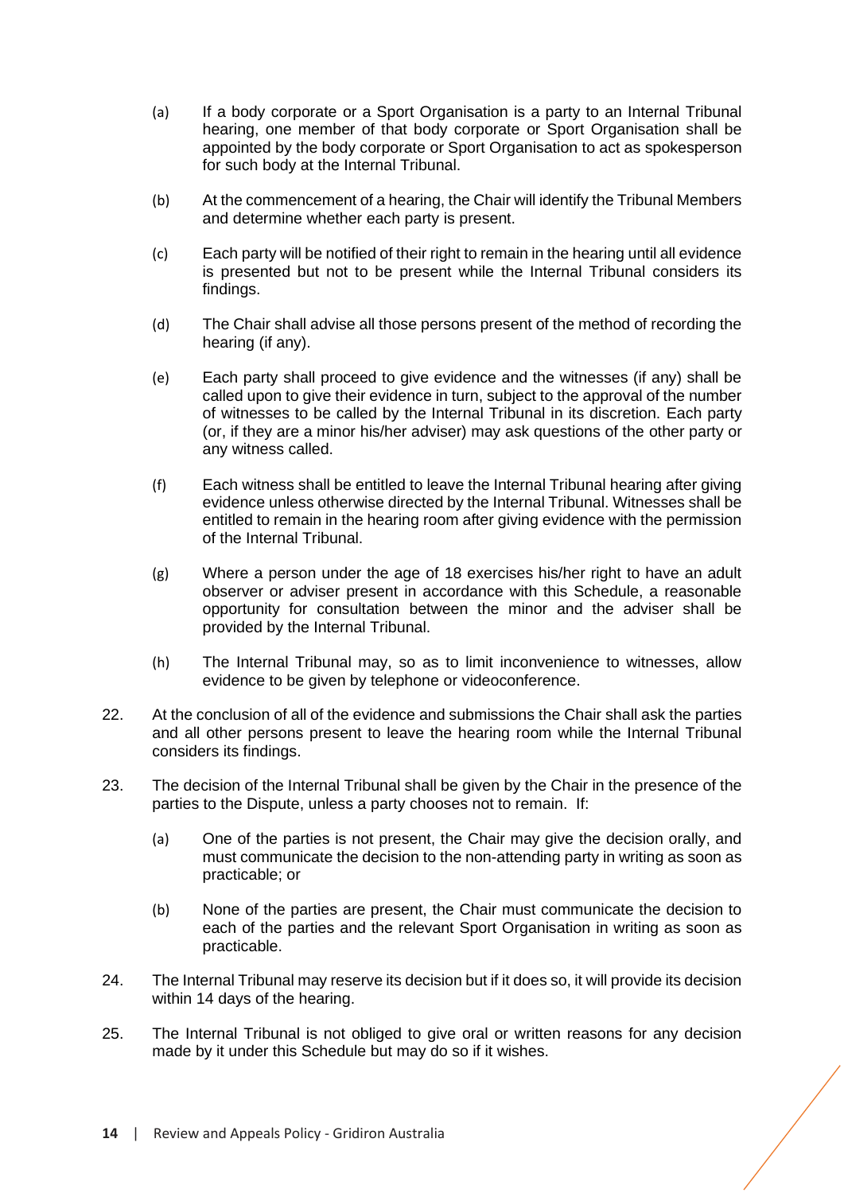(a) If a body corporate or a Sport Organisation is a party to an Internal Tribunal hearing, one member of that body corporate or Sport Organisation shall be appointed by the body corporate or Sport Organisation to act as spokesperson for such body at the Internal Tribunal.

(b) At the commencement of a hearing, the Chair will identify the Tribunal Members and determine whether each party is present.

(c) Each party will be notified of their right to remain in the hearing until all evidence is presented but not to be present while the Internal Tribunal considers its findings.

(d) The Chair shall advise all those persons present of the method of recording the hearing (if any).

(e) Each party shall proceed to give evidence and the witnesses (if any) shall be called upon to give their evidence in turn, subject to the approval of the number of witnesses to be called by the Internal Tribunal in its discretion. Each party (or, if they are a minor his/her adviser) may ask questions of the other party or any witness called.

(f) Each witness shall be entitled to leave the Internal Tribunal hearing after giving evidence unless otherwise directed by the Internal Tribunal. Witnesses shall be entitled to remain in the hearing room after giving evidence with the permission of the Internal Tribunal.

(g) Where a person under the age of 18 exercises his/her right to have an adult observer or adviser present in accordance with this Schedule, a reasonable opportunity for consultation between the minor and the adviser shall be provided by the Internal Tribunal.

(h) The Internal Tribunal may, so as to limit inconvenience to witnesses, allow evidence to be given by telephone or videoconference.

22. At the conclusion of all of the evidence and submissions the Chair shall ask the parties and all other persons present to leave the hearing room while the Internal Tribunal considers its findings.

23. The decision of the Internal Tribunal shall be given by the Chair in the presence of the parties to the Dispute, unless a party chooses not to remain. If:

    (a) One of the parties is not present, the Chair may give the decision orally, and must communicate the decision to the non-attending party in writing as soon as practicable; or

    (b) None of the parties are present, the Chair must communicate the decision to each of the parties and the relevant Sport Organisation in writing as soon as practicable.

24. The Internal Tribunal may reserve its decision but if it does so, it will provide its decision within 14 days of the hearing.

25. The Internal Tribunal is not obliged to give oral or written reasons for any decision made by it under this Schedule but may do so if it wishes.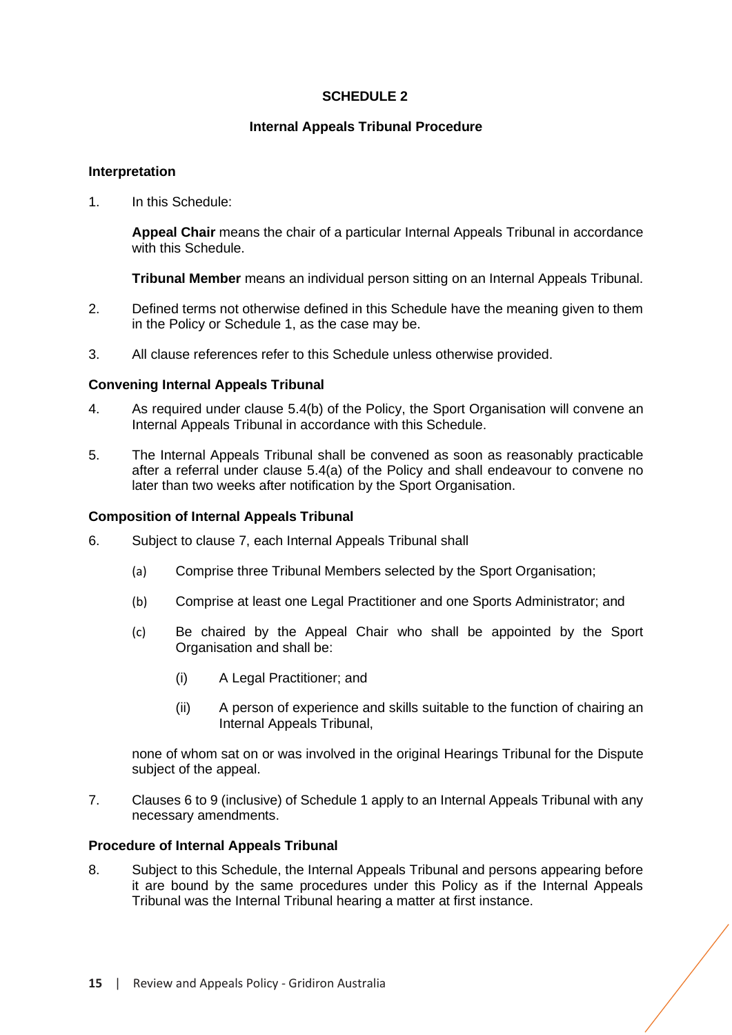## SCHEDULE 2

### Internal Appeals Tribunal Procedure

#### Interpretation

1. In this Schedule:

   **Appeal Chair** means the chair of a particular Internal Appeals Tribunal in accordance with this Schedule.

   **Tribunal Member** means an individual person sitting on an Internal Appeals Tribunal.

2. Defined terms not otherwise defined in this Schedule have the meaning given to them in the Policy or Schedule 1, as the case may be.

3. All clause references refer to this Schedule unless otherwise provided.

#### Convening Internal Appeals Tribunal

4. As required under clause 5.4(b) of the Policy, the Sport Organisation will convene an Internal Appeals Tribunal in accordance with this Schedule.

5. The Internal Appeals Tribunal shall be convened as soon as reasonably practicable after a referral under clause 5.4(a) of the Policy and shall endeavour to convene no later than two weeks after notification by the Sport Organisation.

#### Composition of Internal Appeals Tribunal

6. Subject to clause 7, each Internal Appeals Tribunal shall

   (a) Comprise three Tribunal Members selected by the Sport Organisation;

   (b) Comprise at least one Legal Practitioner and one Sports Administrator; and

   (c) Be chaired by the Appeal Chair who shall be appointed by the Sport Organisation and shall be:

      (i) A Legal Practitioner; and

      (ii) A person of experience and skills suitable to the function of chairing an Internal Appeals Tribunal,

   none of whom sat on or was involved in the original Hearings Tribunal for the Dispute subject of the appeal.

7. Clauses 6 to 9 (inclusive) of Schedule 1 apply to an Internal Appeals Tribunal with any necessary amendments.

#### Procedure of Internal Appeals Tribunal

8. Subject to this Schedule, the Internal Appeals Tribunal and persons appearing before it are bound by the same procedures under this Policy as if the Internal Appeals Tribunal was the Internal Tribunal hearing a matter at first instance.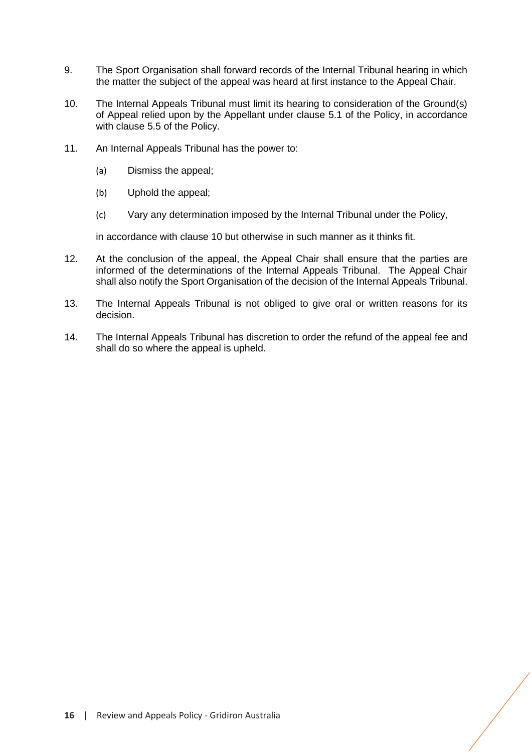9. The Sport Organisation shall forward records of the Internal Tribunal hearing in which the matter the subject of the appeal was heard at first instance to the Appeal Chair.

10. The Internal Appeals Tribunal must limit its hearing to consideration of the Ground(s) of Appeal relied upon by the Appellant under clause 5.1 of the Policy, in accordance with clause 5.5 of the Policy.

11. An Internal Appeals Tribunal has the power to:

    (a) Dismiss the appeal;

    (b) Uphold the appeal;

    (c) Vary any determination imposed by the Internal Tribunal under the Policy,

    in accordance with clause 10 but otherwise in such manner as it thinks fit.

12. At the conclusion of the appeal, the Appeal Chair shall ensure that the parties are informed of the determinations of the Internal Appeals Tribunal. The Appeal Chair shall also notify the Sport Organisation of the decision of the Internal Appeals Tribunal.

13. The Internal Appeals Tribunal is not obliged to give oral or written reasons for its decision.

14. The Internal Appeals Tribunal has discretion to order the refund of the appeal fee and shall do so where the appeal is upheld.